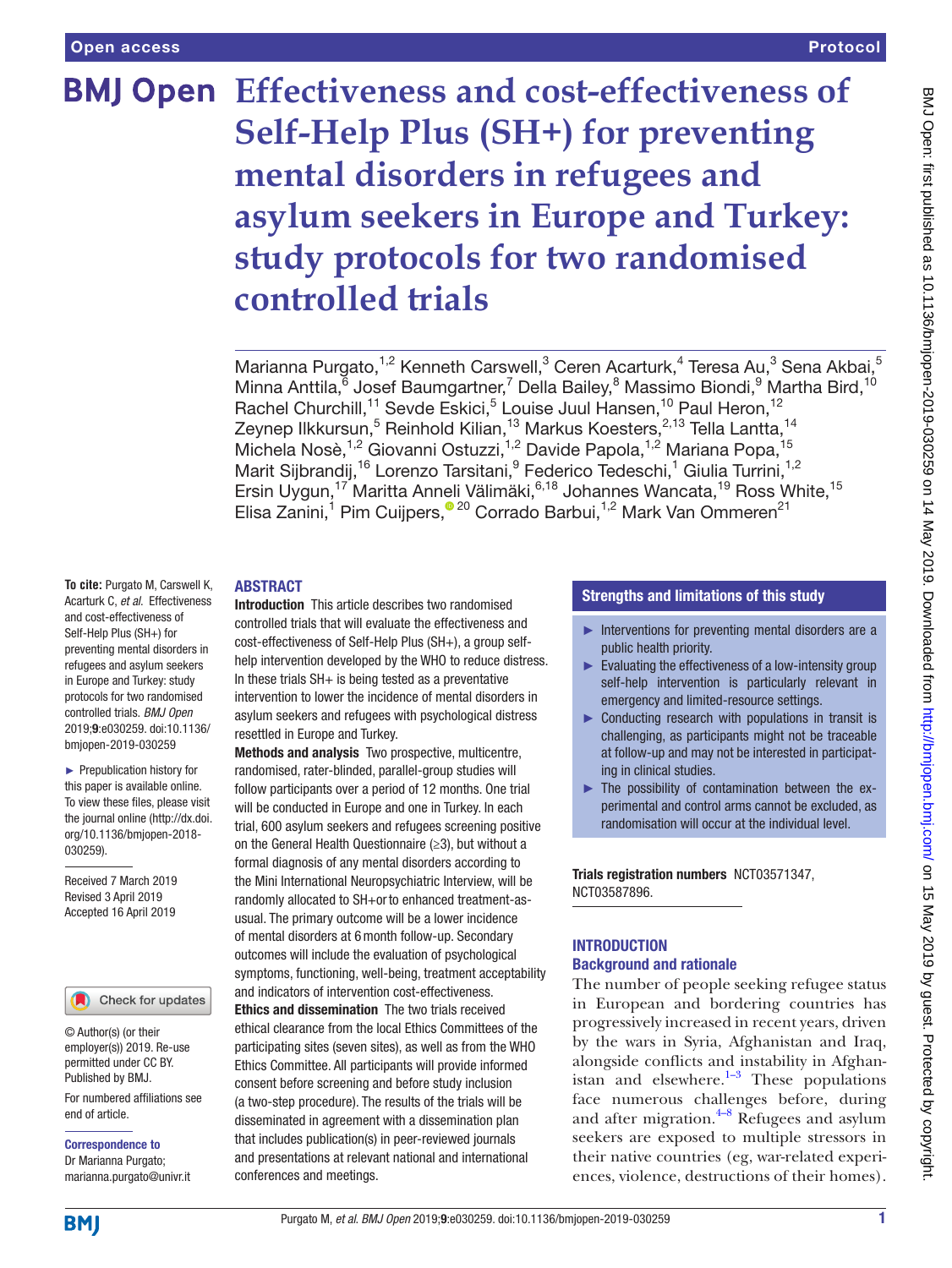Open access

Protocol

# Effectiveness and cost-effectiveness of Self-Help Plus (SH+) for preventing mental disorders in refugees and asylum seekers in Europe and Turkey: study protocols for two randomised controlled trials

Marianna Purgato,[1,2] Kenneth Carswell,[3] Ceren Acarturk,[4] Teresa Au,[3] Sena Akbai,[5] Minna Anttila,[6] Josef Baumgartner,[7] Della Bailey,[8] Massimo Biondi,[9] Martha Bird,[10] Rachel Churchill,[11] Sevde Eskici,[5] Louise Juul Hansen,[10] Paul Heron,[12] Zeynep Ilkkursun,[5] Reinhold Kilian,[13] Markus Koesters,[2,13] Tella Lantta,[14] Michela Nosè,[1,2] Giovanni Ostuzzi,[1,2] Davide Papola,[1,2] Mariana Popa,[15] Marit Sijbrandij,[16] Lorenzo Tarsitani,[9] Federico Tedeschi,[1] Giulia Turrini,[1,2] Ersin Uygun,[17] Maritta Anneli Välimäki,[6,18] Johannes Wancata,[19] Ross White,[15] Elisa Zanini,[1] Pim Cuijpers,[20] Corrado Barbui,[1,2] Mark Van Ommeren[21]

**To cite:** Purgato M, Carswell K, Acarturk C, *et al*. Effectiveness and cost-effectiveness of Self-Help Plus (SH+) for preventing mental disorders in refugees and asylum seekers in Europe and Turkey: study protocols for two randomised controlled trials. *BMJ Open* 2019;**9**:e030259. doi:10.1136/bmjopen-2019-030259

► Prepublication history for this paper is available online. To view these files, please visit the journal online (http://dx.doi.org/10.1136/bmjopen-2018-030259).

Received 7 March 2019
Revised 3 April 2019
Accepted 16 April 2019

© Author(s) (or their employer(s)) 2019. Re-use permitted under CC BY. Published by BMJ.

For numbered affiliations see end of article.

**Correspondence to**
Dr Marianna Purgato;
marianna.purgato@univr.it

## ABSTRACT

**Introduction** This article describes two randomised controlled trials that will evaluate the effectiveness and cost-effectiveness of Self-Help Plus (SH+), a group self-help intervention developed by the WHO to reduce distress. In these trials SH+ is being tested as a preventative intervention to lower the incidence of mental disorders in asylum seekers and refugees with psychological distress resettled in Europe and Turkey.

**Methods and analysis** Two prospective, multicentre, randomised, rater-blinded, parallel-group studies will follow participants over a period of 12 months. One trial will be conducted in Europe and one in Turkey. In each trial, 600 asylum seekers and refugees screening positive on the General Health Questionnaire (≥3), but without a formal diagnosis of any mental disorders according to the Mini International Neuropsychiatric Interview, will be randomly allocated to SH+or to enhanced treatment-as-usual. The primary outcome will be a lower incidence of mental disorders at 6 month follow-up. Secondary outcomes will include the evaluation of psychological symptoms, functioning, well-being, treatment acceptability and indicators of intervention cost-effectiveness.

**Ethics and dissemination** The two trials received ethical clearance from the local Ethics Committees of the participating sites (seven sites), as well as from the WHO Ethics Committee. All participants will provide informed consent before screening and before study inclusion (a two-step procedure). The results of the trials will be disseminated in agreement with a dissemination plan that includes publication(s) in peer-reviewed journals and presentations at relevant national and international conferences and meetings.

### Strengths and limitations of this study

- ► Interventions for preventing mental disorders are a public health priority.
- ► Evaluating the effectiveness of a low-intensity group self-help intervention is particularly relevant in emergency and limited-resource settings.
- ► Conducting research with populations in transit is challenging, as participants might not be traceable at follow-up and may not be interested in participating in clinical studies.
- ► The possibility of contamination between the experimental and control arms cannot be excluded, as randomisation will occur at the individual level.

**Trials registration numbers** NCT03571347, NCT03587896.

## INTRODUCTION

### Background and rationale

The number of people seeking refugee status in European and bordering countries has progressively increased in recent years, driven by the wars in Syria, Afghanistan and Iraq, alongside conflicts and instability in Afghanistan and elsewhere.[1–3] These populations face numerous challenges before, during and after migration.[4–8] Refugees and asylum seekers are exposed to multiple stressors in their native countries (eg, war-related experiences, violence, destructions of their homes).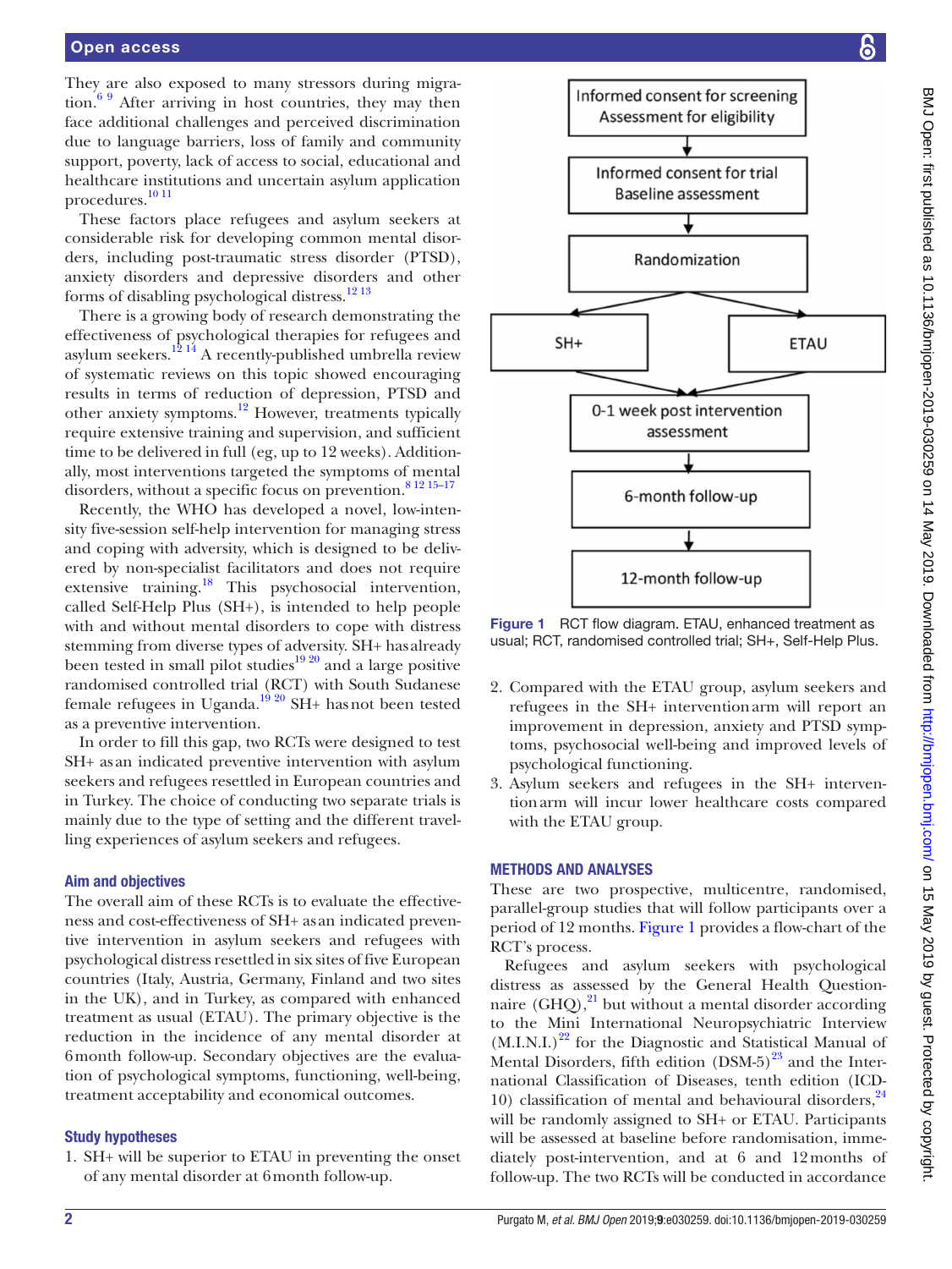They are also exposed to many stressors during migration.[6 9] After arriving in host countries, they may then face additional challenges and perceived discrimination due to language barriers, loss of family and community support, poverty, lack of access to social, educational and healthcare institutions and uncertain asylum application procedures.[10 11]

These factors place refugees and asylum seekers at considerable risk for developing common mental disorders, including post-traumatic stress disorder (PTSD), anxiety disorders and depressive disorders and other forms of disabling psychological distress.[12 13]

There is a growing body of research demonstrating the effectiveness of psychological therapies for refugees and asylum seekers.[12 14] A recently-published umbrella review of systematic reviews on this topic showed encouraging results in terms of reduction of depression, PTSD and other anxiety symptoms.[12] However, treatments typically require extensive training and supervision, and sufficient time to be delivered in full (eg, up to 12 weeks). Additionally, most interventions targeted the symptoms of mental disorders, without a specific focus on prevention.[8 12 15–17]

Recently, the WHO has developed a novel, low-intensity five-session self-help intervention for managing stress and coping with adversity, which is designed to be delivered by non-specialist facilitators and does not require extensive training.[18] This psychosocial intervention, called Self-Help Plus (SH+), is intended to help people with and without mental disorders to cope with distress stemming from diverse types of adversity. SH+ has already been tested in small pilot studies[19 20] and a large positive randomised controlled trial (RCT) with South Sudanese female refugees in Uganda.[19 20] SH+ has not been tested as a preventive intervention.

In order to fill this gap, two RCTs were designed to test SH+ as an indicated preventive intervention with asylum seekers and refugees resettled in European countries and in Turkey. The choice of conducting two separate trials is mainly due to the type of setting and the different travelling experiences of asylum seekers and refugees.

## Aim and objectives

The overall aim of these RCTs is to evaluate the effectiveness and cost-effectiveness of SH+ as an indicated preventive intervention in asylum seekers and refugees with psychological distress resettled in six sites of five European countries (Italy, Austria, Germany, Finland and two sites in the UK), and in Turkey, as compared with enhanced treatment as usual (ETAU). The primary objective is the reduction in the incidence of any mental disorder at 6 month follow-up. Secondary objectives are the evaluation of psychological symptoms, functioning, well-being, treatment acceptability and economical outcomes.

## Study hypotheses

1. SH+ will be superior to ETAU in preventing the onset of any mental disorder at 6 month follow-up.
2. Compared with the ETAU group, asylum seekers and refugees in the SH+ intervention arm will report an improvement in depression, anxiety and PTSD symptoms, psychosocial well-being and improved levels of psychological functioning.
3. Asylum seekers and refugees in the SH+ intervention arm will incur lower healthcare costs compared with the ETAU group.

Informed consent for screening
Assessment for eligibility
↓
Informed consent for trial
Baseline assessment
↓
Randomization
↓
SH+ | ETAU
↓
0-1 week post intervention assessment
↓
6-month follow-up
↓
12-month follow-up

Figure 1 RCT flow diagram. ETAU, enhanced treatment as usual; RCT, randomised controlled trial; SH+, Self-Help Plus.

## METHODS AND ANALYSES

These are two prospective, multicentre, randomised, parallel-group studies that will follow participants over a period of 12 months. Figure 1 provides a flow-chart of the RCT's process.

Refugees and asylum seekers with psychological distress as assessed by the General Health Questionnaire (GHQ),[21] but without a mental disorder according to the Mini International Neuropsychiatric Interview (M.I.N.I.)[22] for the Diagnostic and Statistical Manual of Mental Disorders, fifth edition (DSM-5)[23] and the International Classification of Diseases, tenth edition (ICD-10) classification of mental and behavioural disorders,[24] will be randomly assigned to SH+ or ETAU. Participants will be assessed at baseline before randomisation, immediately post-intervention, and at 6 and 12 months of follow-up. The two RCTs will be conducted in accordance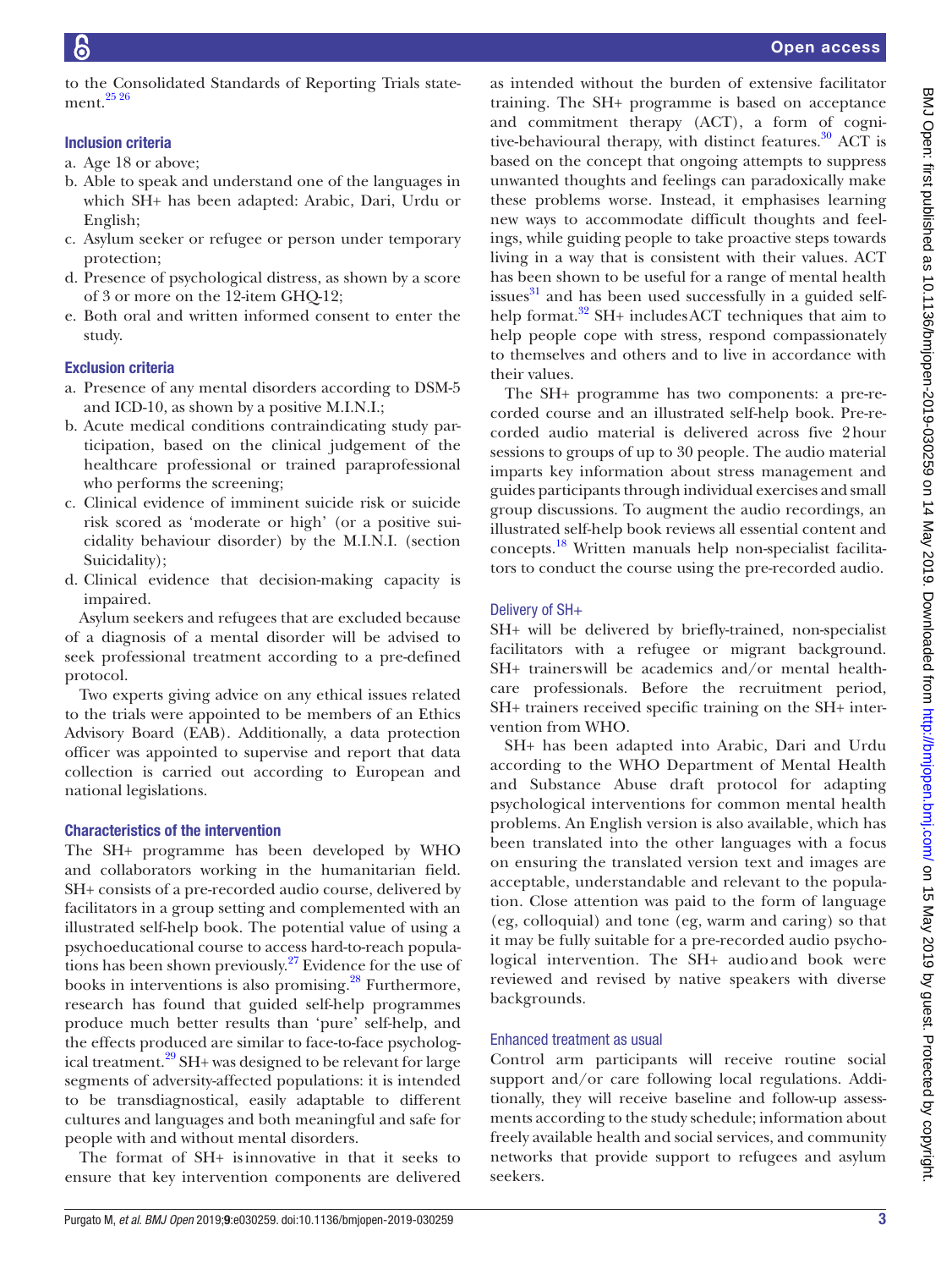to the Consolidated Standards of Reporting Trials statement.[25 26]

### Inclusion criteria

a. Age 18 or above;
b. Able to speak and understand one of the languages in which SH+ has been adapted: Arabic, Dari, Urdu or English;
c. Asylum seeker or refugee or person under temporary protection;
d. Presence of psychological distress, as shown by a score of 3 or more on the 12-item GHQ-12;
e. Both oral and written informed consent to enter the study.

### Exclusion criteria

a. Presence of any mental disorders according to DSM-5 and ICD-10, as shown by a positive M.I.N.I.;
b. Acute medical conditions contraindicating study participation, based on the clinical judgement of the healthcare professional or trained paraprofessional who performs the screening;
c. Clinical evidence of imminent suicide risk or suicide risk scored as 'moderate or high' (or a positive suicidality behaviour disorder) by the M.I.N.I. (section Suicidality);
d. Clinical evidence that decision-making capacity is impaired.

Asylum seekers and refugees that are excluded because of a diagnosis of a mental disorder will be advised to seek professional treatment according to a pre-defined protocol.

Two experts giving advice on any ethical issues related to the trials were appointed to be members of an Ethics Advisory Board (EAB). Additionally, a data protection officer was appointed to supervise and report that data collection is carried out according to European and national legislations.

### Characteristics of the intervention

The SH+ programme has been developed by WHO and collaborators working in the humanitarian field. SH+ consists of a pre-recorded audio course, delivered by facilitators in a group setting and complemented with an illustrated self-help book. The potential value of using a psychoeducational course to access hard-to-reach populations has been shown previously.[27] Evidence for the use of books in interventions is also promising.[28] Furthermore, research has found that guided self-help programmes produce much better results than 'pure' self-help, and the effects produced are similar to face-to-face psychological treatment.[29] SH+ was designed to be relevant for large segments of adversity-affected populations: it is intended to be transdiagnostical, easily adaptable to different cultures and languages and both meaningful and safe for people with and without mental disorders.

The format of SH+ is innovative in that it seeks to ensure that key intervention components are delivered as intended without the burden of extensive facilitator training. The SH+ programme is based on acceptance and commitment therapy (ACT), a form of cognitive-behavioural therapy, with distinct features.[30] ACT is based on the concept that ongoing attempts to suppress unwanted thoughts and feelings can paradoxically make these problems worse. Instead, it emphasises learning new ways to accommodate difficult thoughts and feelings, while guiding people to take proactive steps towards living in a way that is consistent with their values. ACT has been shown to be useful for a range of mental health issues[31] and has been used successfully in a guided self-help format.[32] SH+ includes ACT techniques that aim to help people cope with stress, respond compassionately to themselves and others and to live in accordance with their values.

The SH+ programme has two components: a pre-recorded course and an illustrated self-help book. Pre-recorded audio material is delivered across five 2 hour sessions to groups of up to 30 people. The audio material imparts key information about stress management and guides participants through individual exercises and small group discussions. To augment the audio recordings, an illustrated self-help book reviews all essential content and concepts.[18] Written manuals help non-specialist facilitators to conduct the course using the pre-recorded audio.

#### Delivery of SH+

SH+ will be delivered by briefly-trained, non-specialist facilitators with a refugee or migrant background. SH+ trainers will be academics and/or mental healthcare professionals. Before the recruitment period, SH+ trainers received specific training on the SH+ intervention from WHO.

SH+ has been adapted into Arabic, Dari and Urdu according to the WHO Department of Mental Health and Substance Abuse draft protocol for adapting psychological interventions for common mental health problems. An English version is also available, which has been translated into the other languages with a focus on ensuring the translated version text and images are acceptable, understandable and relevant to the population. Close attention was paid to the form of language (eg, colloquial) and tone (eg, warm and caring) so that it may be fully suitable for a pre-recorded audio psychological intervention. The SH+ audio and book were reviewed and revised by native speakers with diverse backgrounds.

#### Enhanced treatment as usual

Control arm participants will receive routine social support and/or care following local regulations. Additionally, they will receive baseline and follow-up assessments according to the study schedule; information about freely available health and social services, and community networks that provide support to refugees and asylum seekers.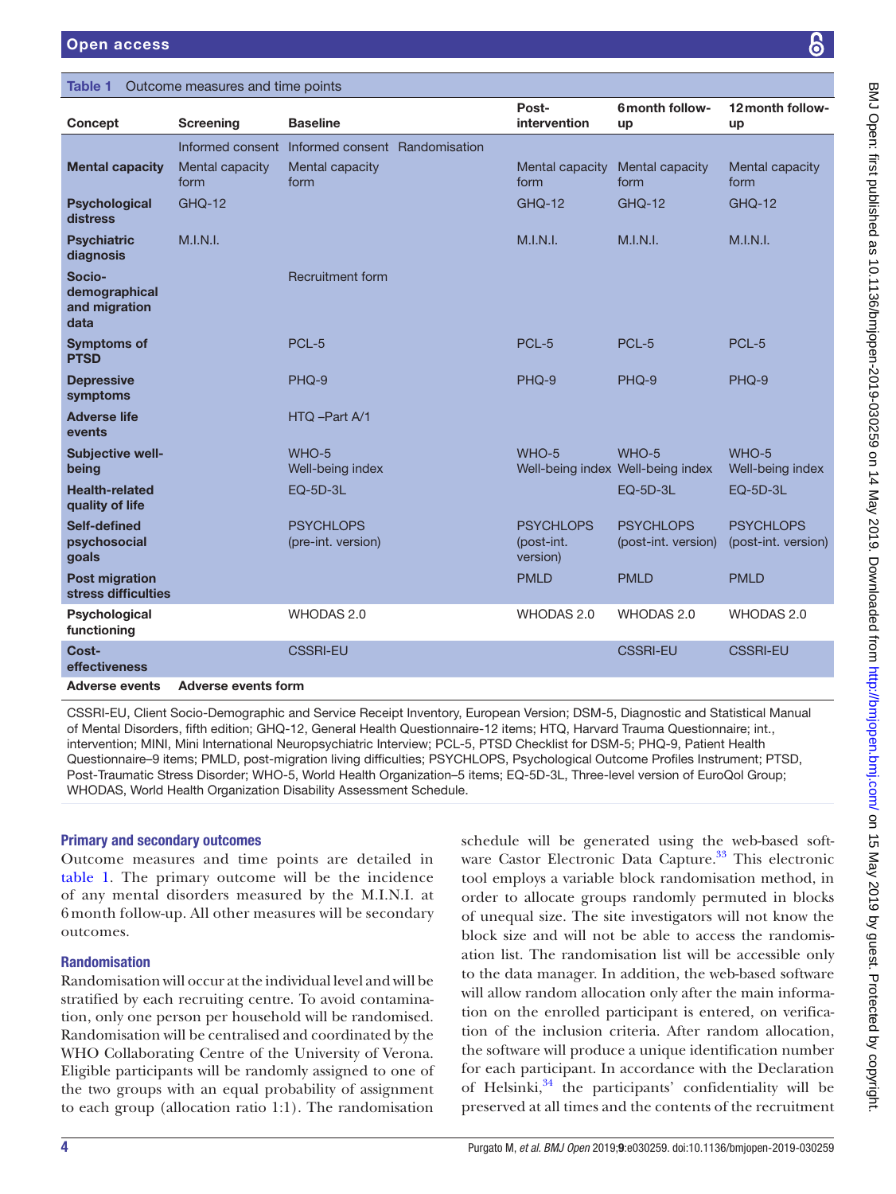**Table 1** Outcome measures and time points

| Concept | Screening | Baseline | | Post-intervention | 6 month follow-up | 12 month follow-up |
|---|---|---|---|---|---|---|
| | Informed consent | Informed consent | Randomisation | | | |
| **Mental capacity** | Mental capacity form | Mental capacity form | | Mental capacity form | Mental capacity form | Mental capacity form |
| **Psychological distress** | GHQ-12 | | | GHQ-12 | GHQ-12 | GHQ-12 |
| **Psychiatric diagnosis** | M.I.N.I. | | | M.I.N.I. | M.I.N.I. | M.I.N.I. |
| **Socio-demographical and migration data** | | Recruitment form | | | | |
| **Symptoms of PTSD** | | PCL-5 | | PCL-5 | PCL-5 | PCL-5 |
| **Depressive symptoms** | | PHQ-9 | | PHQ-9 | PHQ-9 | PHQ-9 |
| **Adverse life events** | | HTQ –Part A/1 | | | | |
| **Subjective well-being** | | WHO-5 Well-being index | | WHO-5 Well-being index | WHO-5 Well-being index | WHO-5 Well-being index |
| **Health-related quality of life** | | EQ-5D-3L | | | EQ-5D-3L | EQ-5D-3L |
| **Self-defined psychosocial goals** | | PSYCHLOPS (pre-int. version) | | PSYCHLOPS (post-int. version) | PSYCHLOPS (post-int. version) | PSYCHLOPS (post-int. version) |
| **Post migration stress difficulties** | | | | PMLD | PMLD | PMLD |
| **Psychological functioning** | | WHODAS 2.0 | | WHODAS 2.0 | WHODAS 2.0 | WHODAS 2.0 |
| **Cost-effectiveness** | | CSSRI-EU | | | CSSRI-EU | CSSRI-EU |
| **Adverse events** | **Adverse events form** | | | | | |

CSSRI-EU, Client Socio-Demographic and Service Receipt Inventory, European Version; DSM-5, Diagnostic and Statistical Manual of Mental Disorders, fifth edition; GHQ-12, General Health Questionnaire-12 items; HTQ, Harvard Trauma Questionnaire; int., intervention; MINI, Mini International Neuropsychiatric Interview; PCL-5, PTSD Checklist for DSM-5; PHQ-9, Patient Health Questionnaire–9 items; PMLD, post-migration living difficulties; PSYCHLOPS, Psychological Outcome Profiles Instrument; PTSD, Post-Traumatic Stress Disorder; WHO-5, World Health Organization–5 items; EQ-5D-3L, Three-level version of EuroQol Group; WHODAS, World Health Organization Disability Assessment Schedule.

### Primary and secondary outcomes

Outcome measures and time points are detailed in table 1. The primary outcome will be the incidence of any mental disorders measured by the M.I.N.I. at 6 month follow-up. All other measures will be secondary outcomes.

### Randomisation

Randomisation will occur at the individual level and will be stratified by each recruiting centre. To avoid contamination, only one person per household will be randomised. Randomisation will be centralised and coordinated by the WHO Collaborating Centre of the University of Verona. Eligible participants will be randomly assigned to one of the two groups with an equal probability of assignment to each group (allocation ratio 1:1). The randomisation schedule will be generated using the web-based software Castor Electronic Data Capture.[33] This electronic tool employs a variable block randomisation method, in order to allocate groups randomly permuted in blocks of unequal size. The site investigators will not know the block size and will not be able to access the randomisation list. The randomisation list will be accessible only to the data manager. In addition, the web-based software will allow random allocation only after the main information on the enrolled participant is entered, on verification of the inclusion criteria. After random allocation, the software will produce a unique identification number for each participant. In accordance with the Declaration of Helsinki,[34] the participants' confidentiality will be preserved at all times and the contents of the recruitment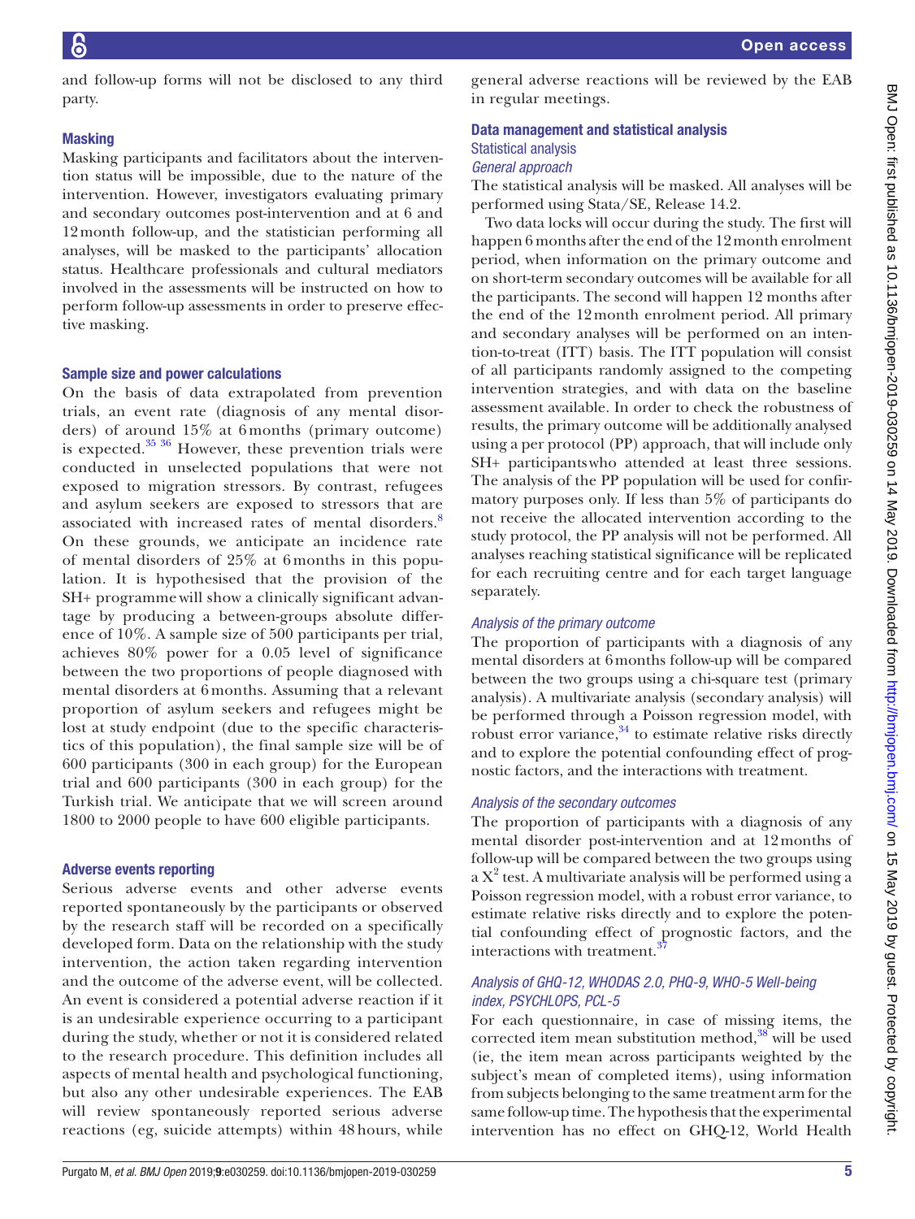and follow-up forms will not be disclosed to any third party.

### Masking

Masking participants and facilitators about the intervention status will be impossible, due to the nature of the intervention. However, investigators evaluating primary and secondary outcomes post-intervention and at 6 and 12 month follow-up, and the statistician performing all analyses, will be masked to the participants' allocation status. Healthcare professionals and cultural mediators involved in the assessments will be instructed on how to perform follow-up assessments in order to preserve effective masking.

### Sample size and power calculations

On the basis of data extrapolated from prevention trials, an event rate (diagnosis of any mental disorders) of around 15% at 6 months (primary outcome) is expected.[35 36] However, these prevention trials were conducted in unselected populations that were not exposed to migration stressors. By contrast, refugees and asylum seekers are exposed to stressors that are associated with increased rates of mental disorders.[8] On these grounds, we anticipate an incidence rate of mental disorders of 25% at 6 months in this population. It is hypothesised that the provision of the SH+ programme will show a clinically significant advantage by producing a between-groups absolute difference of 10%. A sample size of 500 participants per trial, achieves 80% power for a 0.05 level of significance between the two proportions of people diagnosed with mental disorders at 6 months. Assuming that a relevant proportion of asylum seekers and refugees might be lost at study endpoint (due to the specific characteristics of this population), the final sample size will be of 600 participants (300 in each group) for the European trial and 600 participants (300 in each group) for the Turkish trial. We anticipate that we will screen around 1800 to 2000 people to have 600 eligible participants.

### Adverse events reporting

Serious adverse events and other adverse events reported spontaneously by the participants or observed by the research staff will be recorded on a specifically developed form. Data on the relationship with the study intervention, the action taken regarding intervention and the outcome of the adverse event, will be collected. An event is considered a potential adverse reaction if it is an undesirable experience occurring to a participant during the study, whether or not it is considered related to the research procedure. This definition includes all aspects of mental health and psychological functioning, but also any other undesirable experiences. The EAB will review spontaneously reported serious adverse reactions (eg, suicide attempts) within 48 hours, while general adverse reactions will be reviewed by the EAB in regular meetings.

### Data management and statistical analysis

#### Statistical analysis

##### *General approach*

The statistical analysis will be masked. All analyses will be performed using Stata/SE, Release 14.2.

Two data locks will occur during the study. The first will happen 6 months after the end of the 12 month enrolment period, when information on the primary outcome and on short-term secondary outcomes will be available for all the participants. The second will happen 12 months after the end of the 12 month enrolment period. All primary and secondary analyses will be performed on an intention-to-treat (ITT) basis. The ITT population will consist of all participants randomly assigned to the competing intervention strategies, and with data on the baseline assessment available. In order to check the robustness of results, the primary outcome will be additionally analysed using a per protocol (PP) approach, that will include only SH+ participants who attended at least three sessions. The analysis of the PP population will be used for confirmatory purposes only. If less than 5% of participants do not receive the allocated intervention according to the study protocol, the PP analysis will not be performed. All analyses reaching statistical significance will be replicated for each recruiting centre and for each target language separately.

##### *Analysis of the primary outcome*

The proportion of participants with a diagnosis of any mental disorders at 6 months follow-up will be compared between the two groups using a chi-square test (primary analysis). A multivariate analysis (secondary analysis) will be performed through a Poisson regression model, with robust error variance,[34] to estimate relative risks directly and to explore the potential confounding effect of prognostic factors, and the interactions with treatment.

##### *Analysis of the secondary outcomes*

The proportion of participants with a diagnosis of any mental disorder post-intervention and at 12 months of follow-up will be compared between the two groups using a $X^2$ test. A multivariate analysis will be performed using a Poisson regression model, with a robust error variance, to estimate relative risks directly and to explore the potential confounding effect of prognostic factors, and the interactions with treatment.[37]

##### *Analysis of GHQ-12, WHODAS 2.0, PHQ-9, WHO-5 Well-being index, PSYCHLOPS, PCL-5*

For each questionnaire, in case of missing items, the corrected item mean substitution method,[38] will be used (ie, the item mean across participants weighted by the subject's mean of completed items), using information from subjects belonging to the same treatment arm for the same follow-up time. The hypothesis that the experimental intervention has no effect on GHQ-12, World Health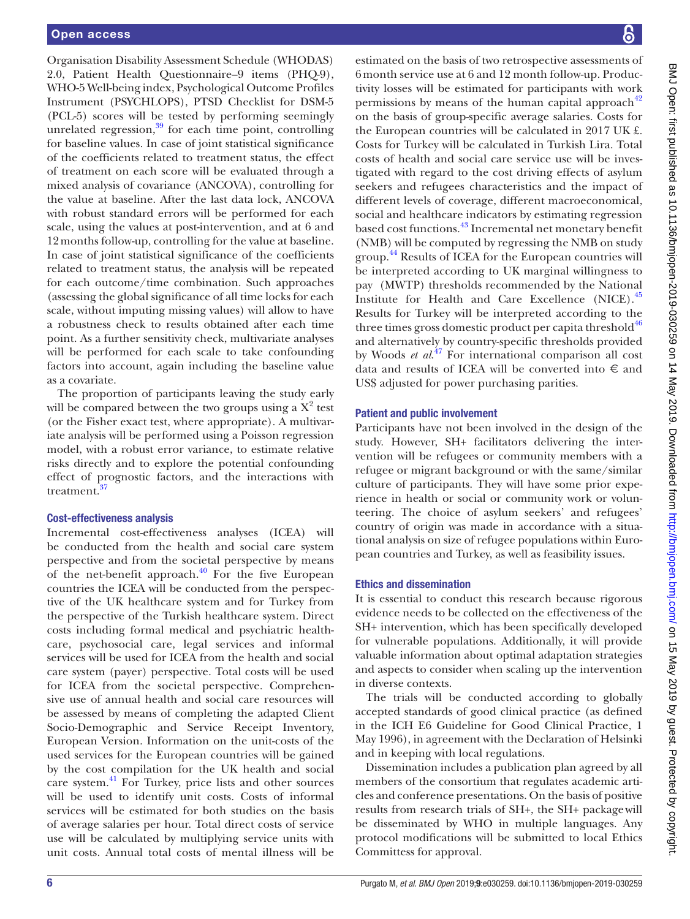Organisation Disability Assessment Schedule (WHODAS) 2.0, Patient Health Questionnaire–9 items (PHQ-9), WHO-5 Well-being index, Psychological Outcome Profiles Instrument (PSYCHLOPS), PTSD Checklist for DSM-5 (PCL-5) scores will be tested by performing seemingly unrelated regression,[39] for each time point, controlling for baseline values. In case of joint statistical significance of the coefficients related to treatment status, the effect of treatment on each score will be evaluated through a mixed analysis of covariance (ANCOVA), controlling for the value at baseline. After the last data lock, ANCOVA with robust standard errors will be performed for each scale, using the values at post-intervention, and at 6 and 12 months follow-up, controlling for the value at baseline. In case of joint statistical significance of the coefficients related to treatment status, the analysis will be repeated for each outcome/time combination. Such approaches (assessing the global significance of all time locks for each scale, without imputing missing values) will allow to have a robustness check to results obtained after each time point. As a further sensitivity check, multivariate analyses will be performed for each scale to take confounding factors into account, again including the baseline value as a covariate.

The proportion of participants leaving the study early will be compared between the two groups using a $X^2$ test (or the Fisher exact test, where appropriate). A multivariate analysis will be performed using a Poisson regression model, with a robust error variance, to estimate relative risks directly and to explore the potential confounding effect of prognostic factors, and the interactions with treatment.[37]

### Cost-effectiveness analysis

Incremental cost-effectiveness analyses (ICEA) will be conducted from the health and social care system perspective and from the societal perspective by means of the net-benefit approach.[40] For the five European countries the ICEA will be conducted from the perspective of the UK healthcare system and for Turkey from the perspective of the Turkish healthcare system. Direct costs including formal medical and psychiatric healthcare, psychosocial care, legal services and informal services will be used for ICEA from the health and social care system (payer) perspective. Total costs will be used for ICEA from the societal perspective. Comprehensive use of annual health and social care resources will be assessed by means of completing the adapted Client Socio-Demographic and Service Receipt Inventory, European Version. Information on the unit-costs of the used services for the European countries will be gained by the cost compilation for the UK health and social care system.[41] For Turkey, price lists and other sources will be used to identify unit costs. Costs of informal services will be estimated for both studies on the basis of average salaries per hour. Total direct costs of service use will be calculated by multiplying service units with unit costs. Annual total costs of mental illness will be estimated on the basis of two retrospective assessments of 6 month service use at 6 and 12 month follow-up. Productivity losses will be estimated for participants with work permissions by means of the human capital approach[42] on the basis of group-specific average salaries. Costs for the European countries will be calculated in 2017 UK £. Costs for Turkey will be calculated in Turkish Lira. Total costs of health and social care service use will be investigated with regard to the cost driving effects of asylum seekers and refugees characteristics and the impact of different levels of coverage, different macroeconomical, social and healthcare indicators by estimating regression based cost functions.[43] Incremental net monetary benefit (NMB) will be computed by regressing the NMB on study group.[44] Results of ICEA for the European countries will be interpreted according to UK marginal willingness to pay (MWTP) thresholds recommended by the National Institute for Health and Care Excellence (NICE).[45] Results for Turkey will be interpreted according to the three times gross domestic product per capita threshold[46] and alternatively by country-specific thresholds provided by Woods *et al*.[47] For international comparison all cost data and results of ICEA will be converted into € and US$ adjusted for power purchasing parities.

### Patient and public involvement

Participants have not been involved in the design of the study. However, SH+ facilitators delivering the intervention will be refugees or community members with a refugee or migrant background or with the same/similar culture of participants. They will have some prior experience in health or social or community work or volunteering. The choice of asylum seekers' and refugees' country of origin was made in accordance with a situational analysis on size of refugee populations within European countries and Turkey, as well as feasibility issues.

### Ethics and dissemination

It is essential to conduct this research because rigorous evidence needs to be collected on the effectiveness of the SH+ intervention, which has been specifically developed for vulnerable populations. Additionally, it will provide valuable information about optimal adaptation strategies and aspects to consider when scaling up the intervention in diverse contexts.

The trials will be conducted according to globally accepted standards of good clinical practice (as defined in the ICH E6 Guideline for Good Clinical Practice, 1 May 1996), in agreement with the Declaration of Helsinki and in keeping with local regulations.

Dissemination includes a publication plan agreed by all members of the consortium that regulates academic articles and conference presentations. On the basis of positive results from research trials of SH+, the SH+ package will be disseminated by WHO in multiple languages. Any protocol modifications will be submitted to local Ethics Committess for approval.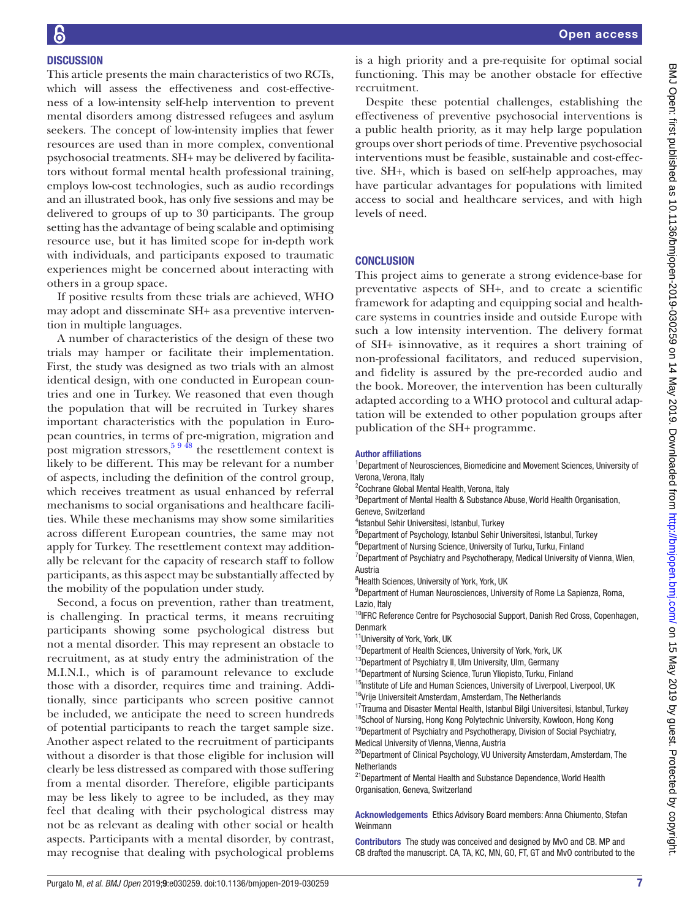## DISCUSSION

This article presents the main characteristics of two RCTs, which will assess the effectiveness and cost-effectiveness of a low-intensity self-help intervention to prevent mental disorders among distressed refugees and asylum seekers. The concept of low-intensity implies that fewer resources are used than in more complex, conventional psychosocial treatments. SH+ may be delivered by facilitators without formal mental health professional training, employs low-cost technologies, such as audio recordings and an illustrated book, has only five sessions and may be delivered to groups of up to 30 participants. The group setting has the advantage of being scalable and optimising resource use, but it has limited scope for in-depth work with individuals, and participants exposed to traumatic experiences might be concerned about interacting with others in a group space.

If positive results from these trials are achieved, WHO may adopt and disseminate SH+ asa preventive intervention in multiple languages.

A number of characteristics of the design of these two trials may hamper or facilitate their implementation. First, the study was designed as two trials with an almost identical design, with one conducted in European countries and one in Turkey. We reasoned that even though the population that will be recruited in Turkey shares important characteristics with the population in European countries, in terms of pre-migration, migration and post migration stressors,[5 9 48] the resettlement context is likely to be different. This may be relevant for a number of aspects, including the definition of the control group, which receives treatment as usual enhanced by referral mechanisms to social organisations and healthcare facilities. While these mechanisms may show some similarities across different European countries, the same may not apply for Turkey. The resettlement context may additionally be relevant for the capacity of research staff to follow participants, as this aspect may be substantially affected by the mobility of the population under study.

Second, a focus on prevention, rather than treatment, is challenging. In practical terms, it means recruiting participants showing some psychological distress but not a mental disorder. This may represent an obstacle to recruitment, as at study entry the administration of the M.I.N.I., which is of paramount relevance to exclude those with a disorder, requires time and training. Additionally, since participants who screen positive cannot be included, we anticipate the need to screen hundreds of potential participants to reach the target sample size. Another aspect related to the recruitment of participants without a disorder is that those eligible for inclusion will clearly be less distressed as compared with those suffering from a mental disorder. Therefore, eligible participants may be less likely to agree to be included, as they may feel that dealing with their psychological distress may not be as relevant as dealing with other social or health aspects. Participants with a mental disorder, by contrast, may recognise that dealing with psychological problems is a high priority and a pre-requisite for optimal social functioning. This may be another obstacle for effective recruitment.

Despite these potential challenges, establishing the effectiveness of preventive psychosocial interventions is a public health priority, as it may help large population groups over short periods of time. Preventive psychosocial interventions must be feasible, sustainable and cost-effective. SH+, which is based on self-help approaches, may have particular advantages for populations with limited access to social and healthcare services, and with high levels of need.

## CONCLUSION

This project aims to generate a strong evidence-base for preventative aspects of SH+, and to create a scientific framework for adapting and equipping social and healthcare systems in countries inside and outside Europe with such a low intensity intervention. The delivery format of SH+ isinnovative, as it requires a short training of non-professional facilitators, and reduced supervision, and fidelity is assured by the pre-recorded audio and the book. Moreover, the intervention has been culturally adapted according to a WHO protocol and cultural adaptation will be extended to other population groups after publication of the SH+ programme.

**Author affiliations**

[1]Department of Neurosciences, Biomedicine and Movement Sciences, University of Verona, Verona, Italy
[2]Cochrane Global Mental Health, Verona, Italy
[3]Department of Mental Health & Substance Abuse, World Health Organisation, Geneve, Switzerland
[4]Istanbul Sehir Universitesi, Istanbul, Turkey
[5]Department of Psychology, Istanbul Sehir Universitesi, Istanbul, Turkey
[6]Department of Nursing Science, University of Turku, Turku, Finland
[7]Department of Psychiatry and Psychotherapy, Medical University of Vienna, Wien, Austria
[8]Health Sciences, University of York, York, UK
[9]Department of Human Neurosciences, University of Rome La Sapienza, Roma, Lazio, Italy
[10]IFRC Reference Centre for Psychosocial Support, Danish Red Cross, Copenhagen, Denmark
[11]University of York, York, UK
[12]Department of Health Sciences, University of York, York, UK
[13]Department of Psychiatry II, Ulm University, Ulm, Germany
[14]Department of Nursing Science, Turun Yliopisto, Turku, Finland
[15]Institute of Life and Human Sciences, University of Liverpool, Liverpool, UK
[16]Vrije Universiteit Amsterdam, Amsterdam, The Netherlands
[17]Trauma and Disaster Mental Health, Istanbul Bilgi Universitesi, Istanbul, Turkey
[18]School of Nursing, Hong Kong Polytechnic University, Kowloon, Hong Kong
[19]Department of Psychiatry and Psychotherapy, Division of Social Psychiatry, Medical University of Vienna, Vienna, Austria
[20]Department of Clinical Psychology, VU University Amsterdam, Amsterdam, The Netherlands
[21]Department of Mental Health and Substance Dependence, World Health Organisation, Geneva, Switzerland

**Acknowledgements** Ethics Advisory Board members: Anna Chiumento, Stefan Weinmann

**Contributors** The study was conceived and designed by MvO and CB. MP and CB drafted the manuscript. CA, TA, KC, MN, GO, FT, GT and MvO contributed to the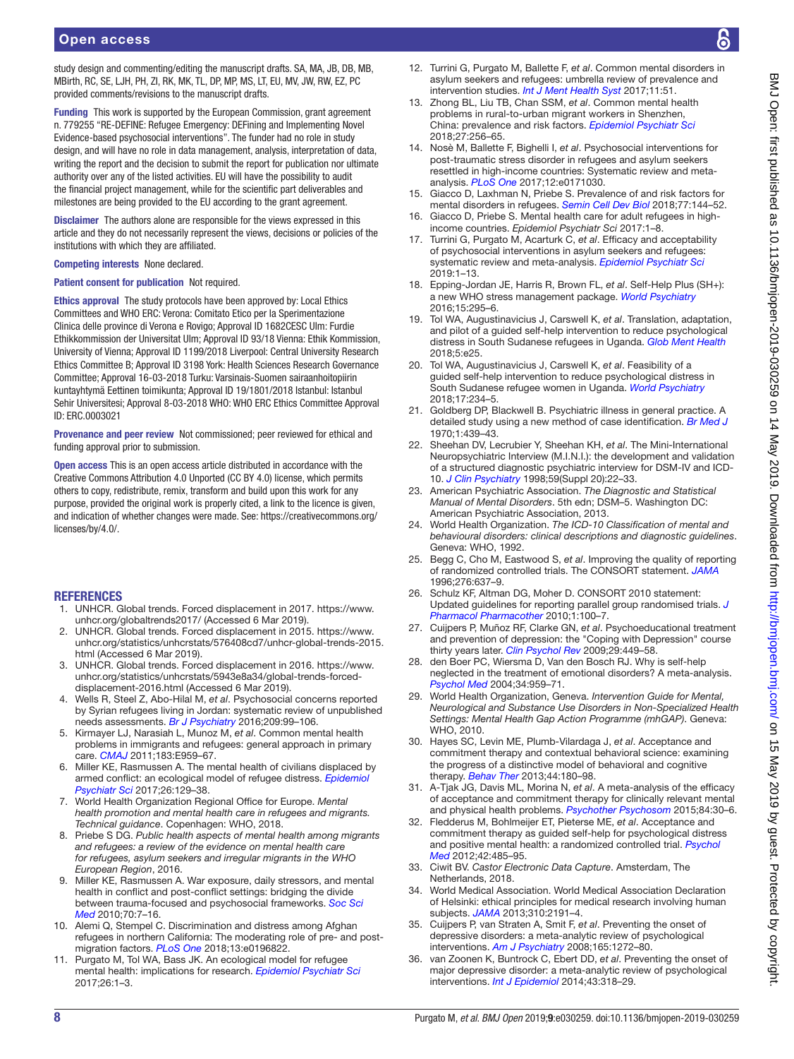study design and commenting/editing the manuscript drafts. SA, MA, JB, DB, MB, MBirth, RC, SE, LJH, PH, ZI, RK, MK, TL, DP, MP, MS, LT, EU, MV, JW, RW, EZ, PC provided comments/revisions to the manuscript drafts.

**Funding** This work is supported by the European Commission, grant agreement n. 779255 "RE-DEFINE: Refugee Emergency: DEFining and Implementing Novel Evidence-based psychosocial interventions". The funder had no role in study design, and will have no role in data management, analysis, interpretation of data, writing the report and the decision to submit the report for publication nor ultimate authority over any of the listed activities. EU will have the possibility to audit the financial project management, while for the scientific part deliverables and milestones are being provided to the EU according to the grant agreement.

**Disclaimer** The authors alone are responsible for the views expressed in this article and they do not necessarily represent the views, decisions or policies of the institutions with which they are affiliated.

**Competing interests** None declared.

**Patient consent for publication** Not required.

**Ethics approval** The study protocols have been approved by: Local Ethics Committees and WHO ERC: Verona: Comitato Etico per la Sperimentazione Clinica delle province di Verona e Rovigo; Approval ID 1682CESC Ulm: Furdie Ethikkommission der Universitat Ulm; Approval ID 93/18 Vienna: Ethik Kommission, University of Vienna; Approval ID 1199/2018 Liverpool: Central University Research Ethics Committee B; Approval ID 3198 York: Health Sciences Research Governance Committee; Approval 16-03-2018 Turku: Varsinais-Suomen sairaanhoitopiirin kuntayhtymä Eettinen toimikunta; Approval ID 19/1801/2018 Istanbul: Istanbul Sehir Universitesi; Approval 8-03-2018 WHO: WHO ERC Ethics Committee Approval ID: ERC.0003021

**Provenance and peer review** Not commissioned; peer reviewed for ethical and funding approval prior to submission.

**Open access** This is an open access article distributed in accordance with the Creative Commons Attribution 4.0 Unported (CC BY 4.0) license, which permits others to copy, redistribute, remix, transform and build upon this work for any purpose, provided the original work is properly cited, a link to the licence is given, and indication of whether changes were made. See: https://creativecommons.org/licenses/by/4.0/.

## REFERENCES

1. UNHCR. Global trends. Forced displacement in 2017. https://www.unhcr.org/globaltrends2017/ (Accessed 6 Mar 2019).
2. UNHCR. Global trends. Forced displacement in 2015. https://www.unhcr.org/statistics/unhcrstats/576408cd7/unhcr-global-trends-2015.html (Accessed 6 Mar 2019).
3. UNHCR. Global trends. Forced displacement in 2016. https://www.unhcr.org/statistics/unhcrstats/5943e8a34/global-trends-forced-displacement-2016.html (Accessed 6 Mar 2019).
4. Wells R, Steel Z, Abo-Hilal M, *et al*. Psychosocial concerns reported by Syrian refugees living in Jordan: systematic review of unpublished needs assessments. *Br J Psychiatry* 2016;209:99–106.
5. Kirmayer LJ, Narasiah L, Munoz M, *et al*. Common mental health problems in immigrants and refugees: general approach in primary care. *CMAJ* 2011;183:E959–67.
6. Miller KE, Rasmussen A. The mental health of civilians displaced by armed conflict: an ecological model of refugee distress. *Epidemiol Psychiatr Sci* 2017;26:129–38.
7. World Health Organization Regional Office for Europe. *Mental health promotion and mental health care in refugees and migrants. Technical guidance*. Copenhagen: WHO, 2018.
8. Priebe S DG. *Public health aspects of mental health among migrants and refugees: a review of the evidence on mental health care for refugees, asylum seekers and irregular migrants in the WHO European Region*, 2016.
9. Miller KE, Rasmussen A. War exposure, daily stressors, and mental health in conflict and post-conflict settings: bridging the divide between trauma-focused and psychosocial frameworks. *Soc Sci Med* 2010;70:7–16.
10. Alemi Q, Stempel C. Discrimination and distress among Afghan refugees in northern California: The moderating role of pre- and post-migration factors. *PLoS One* 2018;13:e0196822.
11. Purgato M, Tol WA, Bass JK. An ecological model for refugee mental health: implications for research. *Epidemiol Psychiatr Sci* 2017;26:1–3.
12. Turrini G, Purgato M, Ballette F, *et al*. Common mental disorders in asylum seekers and refugees: umbrella review of prevalence and intervention studies. *Int J Ment Health Syst* 2017;11:51.
13. Zhong BL, Liu TB, Chan SSM, *et al*. Common mental health problems in rural-to-urban migrant workers in Shenzhen, China: prevalence and risk factors. *Epidemiol Psychiatr Sci* 2018;27:256–65.
14. Nosè M, Ballette F, Bighelli I, *et al*. Psychosocial interventions for post-traumatic stress disorder in refugees and asylum seekers resettled in high-income countries: Systematic review and meta-analysis. *PLoS One* 2017;12:e0171030.
15. Giacco D, Laxhman N, Priebe S. Prevalence of and risk factors for mental disorders in refugees. *Semin Cell Dev Biol* 2018;77:144–52.
16. Giacco D, Priebe S. Mental health care for adult refugees in high-income countries. *Epidemiol Psychiatr Sci* 2017:1–8.
17. Turrini G, Purgato M, Acarturk C, *et al*. Efficacy and acceptability of psychosocial interventions in asylum seekers and refugees: systematic review and meta-analysis. *Epidemiol Psychiatr Sci* 2019:1–13.
18. Epping-Jordan JE, Harris R, Brown FL, *et al*. Self-Help Plus (SH+): a new WHO stress management package. *World Psychiatry* 2016;15:295–6.
19. Tol WA, Augustinavicius J, Carswell K, *et al*. Translation, adaptation, and pilot of a guided self-help intervention to reduce psychological distress in South Sudanese refugees in Uganda. *Glob Ment Health* 2018;5:e25.
20. Tol WA, Augustinavicius J, Carswell K, *et al*. Feasibility of a guided self-help intervention to reduce psychological distress in South Sudanese refugee women in Uganda. *World Psychiatry* 2018;17:234–5.
21. Goldberg DP, Blackwell B. Psychiatric illness in general practice. A detailed study using a new method of case identification. *Br Med J* 1970;1:439–43.
22. Sheehan DV, Lecrubier Y, Sheehan KH, *et al*. The Mini-International Neuropsychiatric Interview (M.I.N.I.): the development and validation of a structured diagnostic psychiatric interview for DSM-IV and ICD-10. *J Clin Psychiatry* 1998;59(Suppl 20):22–33.
23. American Psychiatric Association. *The Diagnostic and Statistical Manual of Mental Disorders*. 5th edn; DSM–5. Washington DC: American Psychiatric Association, 2013.
24. World Health Organization. *The ICD-10 Classification of mental and behavioural disorders: clinical descriptions and diagnostic guidelines*. Geneva: WHO, 1992.
25. Begg C, Cho M, Eastwood S, *et al*. Improving the quality of reporting of randomized controlled trials. The CONSORT statement. *JAMA* 1996;276:637–9.
26. Schulz KF, Altman DG, Moher D. CONSORT 2010 statement: Updated guidelines for reporting parallel group randomised trials. *J Pharmacol Pharmacother* 2010;1:100–7.
27. Cuijpers P, Muñoz RF, Clarke GN, *et al*. Psychoeducational treatment and prevention of depression: the "Coping with Depression" course thirty years later. *Clin Psychol Rev* 2009;29:449–58.
28. den Boer PC, Wiersma D, Van den Bosch RJ. Why is self-help neglected in the treatment of emotional disorders? A meta-analysis. *Psychol Med* 2004;34:959–71.
29. World Health Organization, Geneva. *Intervention Guide for Mental, Neurological and Substance Use Disorders in Non-Specialized Health Settings: Mental Health Gap Action Programme (mhGAP)*. Geneva: WHO, 2010.
30. Hayes SC, Levin ME, Plumb-Vilardaga J, *et al*. Acceptance and commitment therapy and contextual behavioral science: examining the progress of a distinctive model of behavioral and cognitive therapy. *Behav Ther* 2013;44:180–98.
31. A-Tjak JG, Davis ML, Morina N, *et al*. A meta-analysis of the efficacy of acceptance and commitment therapy for clinically relevant mental and physical health problems. *Psychother Psychosom* 2015;84:30–6.
32. Fledderus M, Bohlmeijer ET, Pieterse ME, *et al*. Acceptance and commitment therapy as guided self-help for psychological distress and positive mental health: a randomized controlled trial. *Psychol Med* 2012;42:485–95.
33. Ciwit BV. *Castor Electronic Data Capture*. Amsterdam, The Netherlands, 2018.
34. World Medical Association. World Medical Association Declaration of Helsinki: ethical principles for medical research involving human subjects. *JAMA* 2013;310:2191–4.
35. Cuijpers P, van Straten A, Smit F, *et al*. Preventing the onset of depressive disorders: a meta-analytic review of psychological interventions. *Am J Psychiatry* 2008;165:1272–80.
36. van Zoonen K, Buntrock C, Ebert DD, *et al*. Preventing the onset of major depressive disorder: a meta-analytic review of psychological interventions. *Int J Epidemiol* 2014;43:318–29.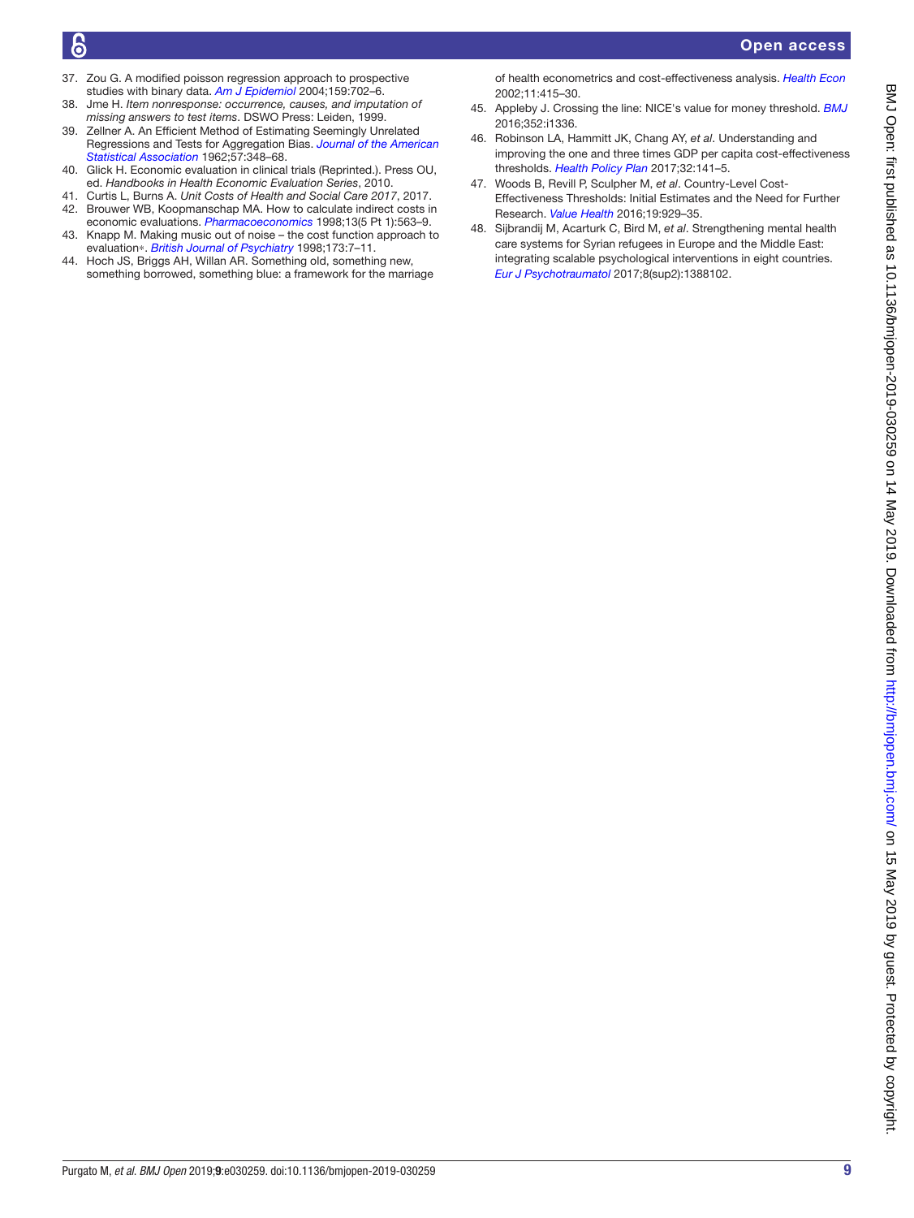37. Zou G. A modified poisson regression approach to prospective studies with binary data. *Am J Epidemiol* 2004;159:702–6.
38. Jme H. *Item nonresponse: occurrence, causes, and imputation of missing answers to test items*. DSWO Press: Leiden, 1999.
39. Zellner A. An Efficient Method of Estimating Seemingly Unrelated Regressions and Tests for Aggregation Bias. *Journal of the American Statistical Association* 1962;57:348–68.
40. Glick H. Economic evaluation in clinical trials (Reprinted.). Press OU, ed. *Handbooks in Health Economic Evaluation Series*, 2010.
41. Curtis L, Burns A. *Unit Costs of Health and Social Care 2017*, 2017.
42. Brouwer WB, Koopmanschap MA. How to calculate indirect costs in economic evaluations. *Pharmacoeconomics* 1998;13(5 Pt 1):563–9.
43. Knapp M. Making music out of noise – the cost function approach to evaluation*. *British Journal of Psychiatry* 1998;173:7–11.
44. Hoch JS, Briggs AH, Willan AR. Something old, something new, something borrowed, something blue: a framework for the marriage of health econometrics and cost-effectiveness analysis. *Health Econ* 2002;11:415–30.
45. Appleby J. Crossing the line: NICE's value for money threshold. *BMJ* 2016;352:i1336.
46. Robinson LA, Hammitt JK, Chang AY, *et al*. Understanding and improving the one and three times GDP per capita cost-effectiveness thresholds. *Health Policy Plan* 2017;32:141–5.
47. Woods B, Revill P, Sculpher M, *et al*. Country-Level Cost-Effectiveness Thresholds: Initial Estimates and the Need for Further Research. *Value Health* 2016;19:929–35.
48. Sijbrandij M, Acarturk C, Bird M, *et al*. Strengthening mental health care systems for Syrian refugees in Europe and the Middle East: integrating scalable psychological interventions in eight countries. *Eur J Psychotraumatol* 2017;8(sup2):1388102.